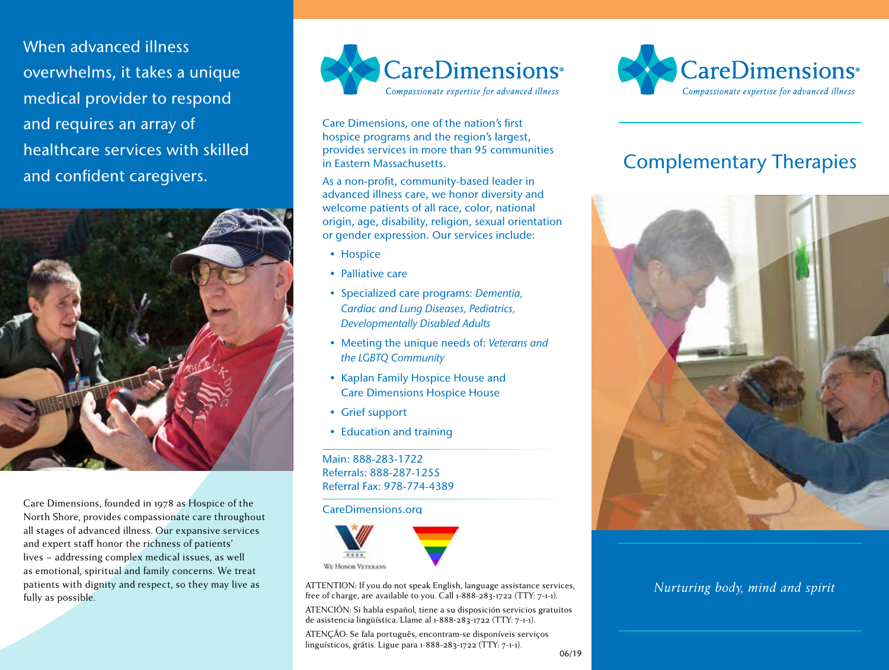When advanced illness overwhelms, it takes a unique medical provider to respond and requires an array of healthcare services with skilled and confident caregivers.

Care Dimensions, founded in 1978 as Hospice of the North Shore, provides compassionate care throughout all stages of advanced illness. Our expansive services and expert staff honor the richness of patients' lives – addressing complex medical issues, as well as emotional, spiritual and family concerns. We treat patients with dignity and respect, so they may live as fully as possible.

# CareDimensions®

*Compassionate expertise for advanced illness*

Care Dimensions, one of the nation's first hospice programs and the region's largest, provides services in more than 95 communities in Eastern Massachusetts.

As a non-profit, community-based leader in advanced illness care, we honor diversity and welcome patients of all race, color, national origin, age, disability, religion, sexual orientation or gender expression. Our services include:

- Hospice
- Palliative care
- Specialized care programs: *Dementia, Cardiac and Lung Diseases, Pediatrics, Developmentally Disabled Adults*
- Meeting the unique needs of: *Veterans and the LGBTQ Community*
- Kaplan Family Hospice House and Care Dimensions Hospice House
- Grief support
- Education and training

Main: 888-283-1722
Referrals: 888-287-1255
Referral Fax: 978-774-4389

CareDimensions.org

We Honor Veterans

ATTENTION: If you do not speak English, language assistance services, free of charge, are available to you. Call 1-888-283-1722 (TTY: 7-1-1).

ATENCIÓN: Si habla español, tiene a su disposición servicios gratuitos de asistencia lingüística. Llame al 1-888-283-1722 (TTY: 7-1-1).

ATENÇÃO: Se fala português, encontram-se disponíveis serviços linguísticos, grátis. Ligue para 1-888-283-1722 (TTY: 7-1-1).

06/19

# CareDimensions®

*Compassionate expertise for advanced illness*

## Complementary Therapies

*Nurturing body, mind and spirit*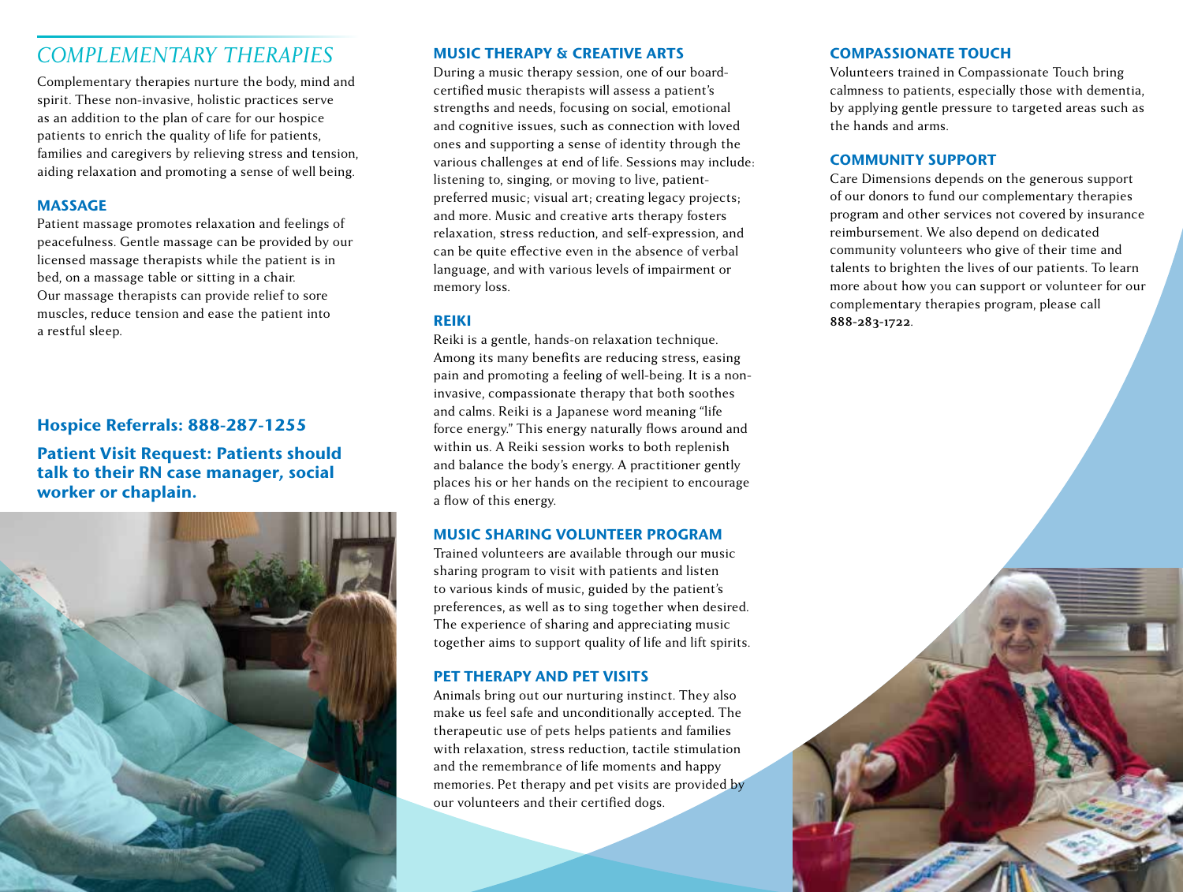# COMPLEMENTARY THERAPIES

Complementary therapies nurture the body, mind and spirit. These non-invasive, holistic practices serve as an addition to the plan of care for our hospice patients to enrich the quality of life for patients, families and caregivers by relieving stress and tension, aiding relaxation and promoting a sense of well being.

## MASSAGE

Patient massage promotes relaxation and feelings of peacefulness. Gentle massage can be provided by our licensed massage therapists while the patient is in bed, on a massage table or sitting in a chair. Our massage therapists can provide relief to sore muscles, reduce tension and ease the patient into a restful sleep.

**Hospice Referrals: 888-287-1255**

**Patient Visit Request: Patients should talk to their RN case manager, social worker or chaplain.**

## MUSIC THERAPY & CREATIVE ARTS

During a music therapy session, one of our board-certified music therapists will assess a patient's strengths and needs, focusing on social, emotional and cognitive issues, such as connection with loved ones and supporting a sense of identity through the various challenges at end of life. Sessions may include: listening to, singing, or moving to live, patient-preferred music; visual art; creating legacy projects; and more. Music and creative arts therapy fosters relaxation, stress reduction, and self-expression, and can be quite effective even in the absence of verbal language, and with various levels of impairment or memory loss.

## REIKI

Reiki is a gentle, hands-on relaxation technique. Among its many benefits are reducing stress, easing pain and promoting a feeling of well-being. It is a non-invasive, compassionate therapy that both soothes and calms. Reiki is a Japanese word meaning "life force energy." This energy naturally flows around and within us. A Reiki session works to both replenish and balance the body's energy. A practitioner gently places his or her hands on the recipient to encourage a flow of this energy.

## MUSIC SHARING VOLUNTEER PROGRAM

Trained volunteers are available through our music sharing program to visit with patients and listen to various kinds of music, guided by the patient's preferences, as well as to sing together when desired. The experience of sharing and appreciating music together aims to support quality of life and lift spirits.

## PET THERAPY AND PET VISITS

Animals bring out our nurturing instinct. They also make us feel safe and unconditionally accepted. The therapeutic use of pets helps patients and families with relaxation, stress reduction, tactile stimulation and the remembrance of life moments and happy memories. Pet therapy and pet visits are provided by our volunteers and their certified dogs.

## COMPASSIONATE TOUCH

Volunteers trained in Compassionate Touch bring calmness to patients, especially those with dementia, by applying gentle pressure to targeted areas such as the hands and arms.

## COMMUNITY SUPPORT

Care Dimensions depends on the generous support of our donors to fund our complementary therapies program and other services not covered by insurance reimbursement. We also depend on dedicated community volunteers who give of their time and talents to brighten the lives of our patients. To learn more about how you can support or volunteer for our complementary therapies program, please call **888-283-1722**.